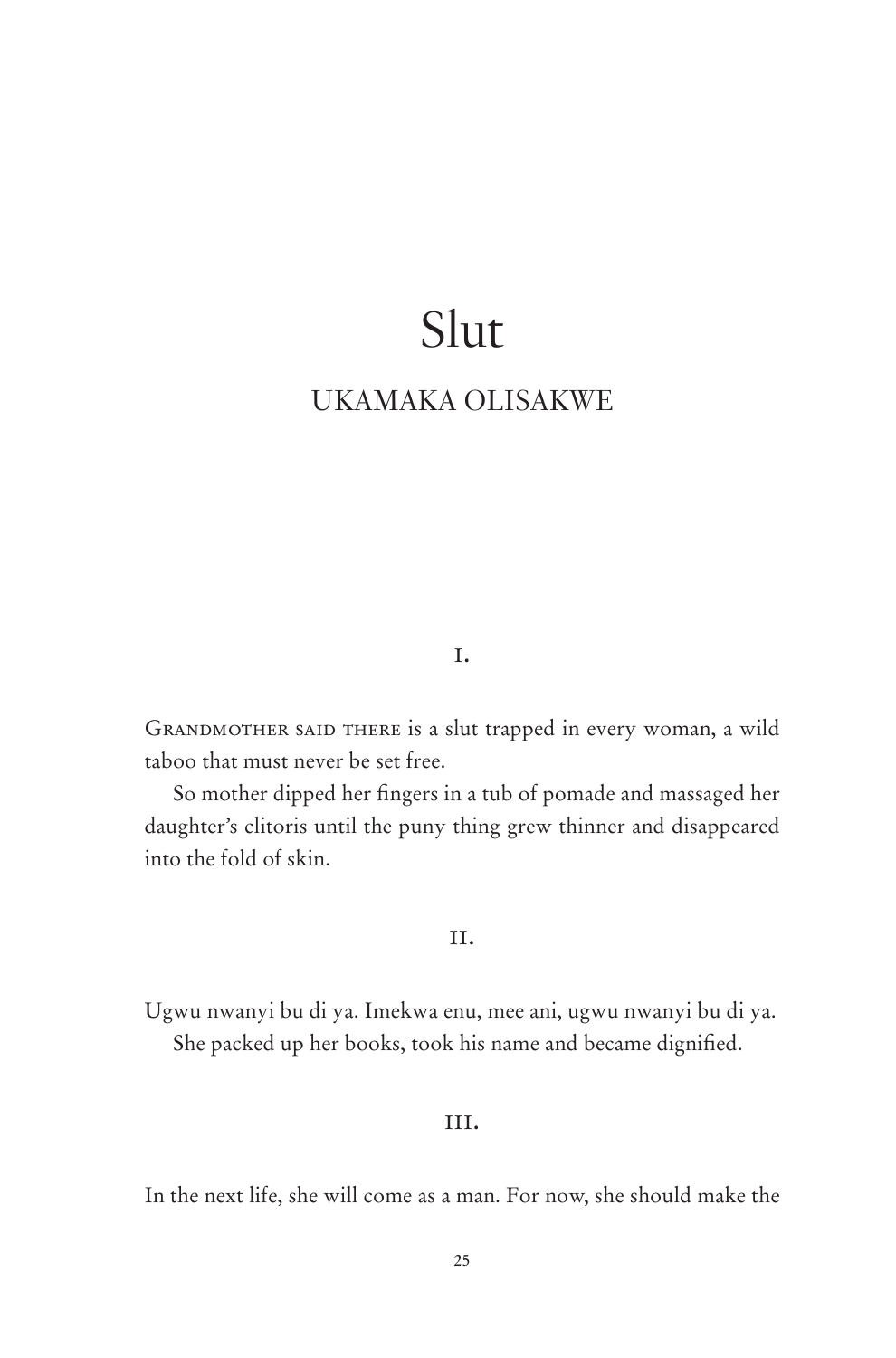# Slut

## UKAMAKA OLISAKWE

### I.

Grandmother said there is a slut trapped in every woman, a wild taboo that must never be set free.

So mother dipped her fingers in a tub of pomade and massaged her daughter's clitoris until the puny thing grew thinner and disappeared into the fold of skin.

### II.

Ugwu nwanyi bu di ya. Imekwa enu, mee ani, ugwu nwanyi bu di ya.

She packed up her books, took his name and became dignified.

### III.

In the next life, she will come as a man. For now, she should make the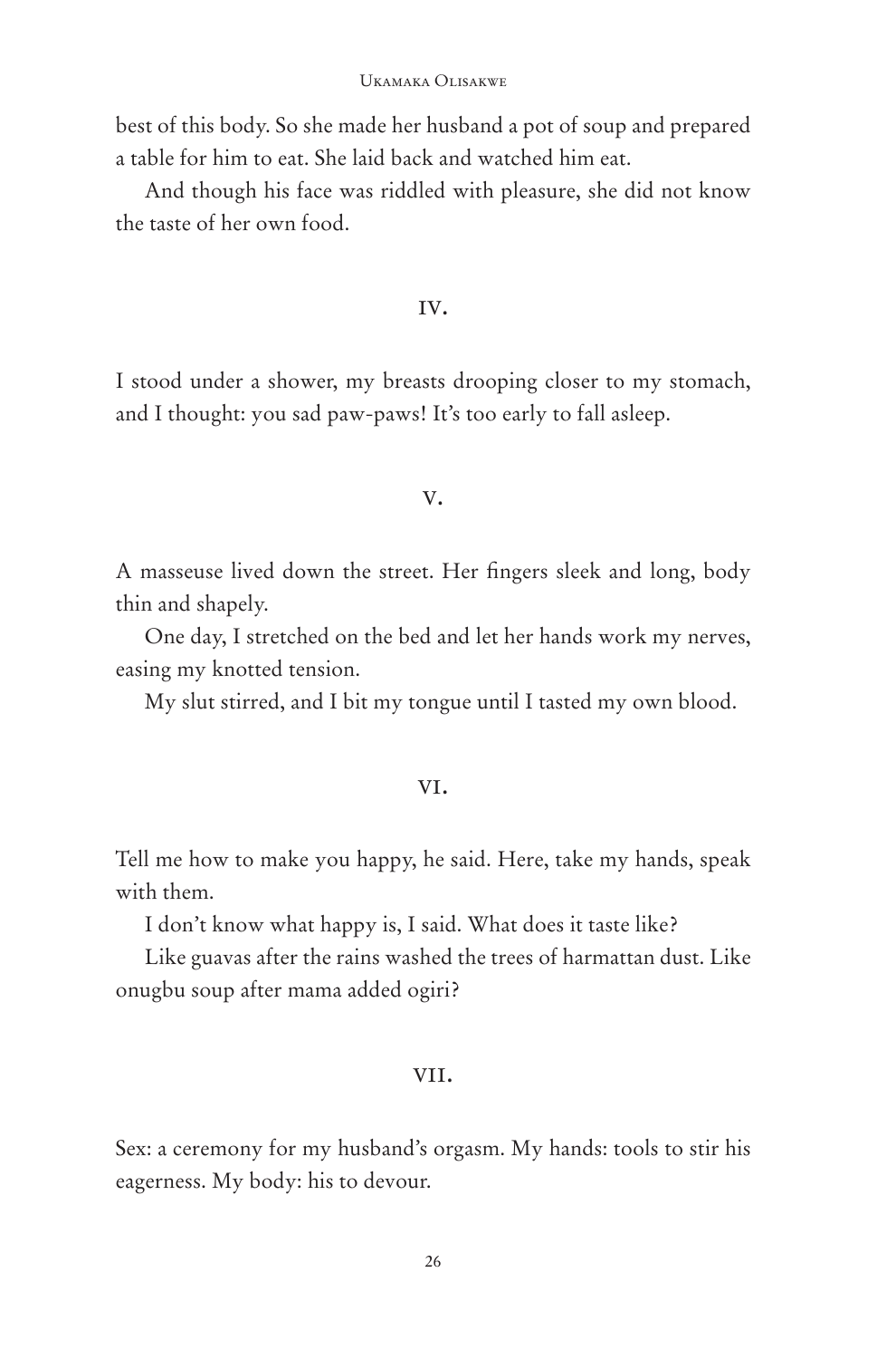best of this body. So she made her husband a pot of soup and prepared a table for him to eat. She laid back and watched him eat.

And though his face was riddled with pleasure, she did not know the taste of her own food.

## IV.

I stood under a shower, my breasts drooping closer to my stomach, and I thought: you sad paw-paws! It's too early to fall asleep.

## V.

A masseuse lived down the street. Her fingers sleek and long, body thin and shapely.

One day, I stretched on the bed and let her hands work my nerves, easing my knotted tension.

My slut stirred, and I bit my tongue until I tasted my own blood.

## VI.

Tell me how to make you happy, he said. Here, take my hands, speak with them.

I don't know what happy is, I said. What does it taste like?

Like guavas after the rains washed the trees of harmattan dust. Like onugbu soup after mama added ogiri?

## VII.

Sex: a ceremony for my husband's orgasm. My hands: tools to stir his eagerness. My body: his to devour.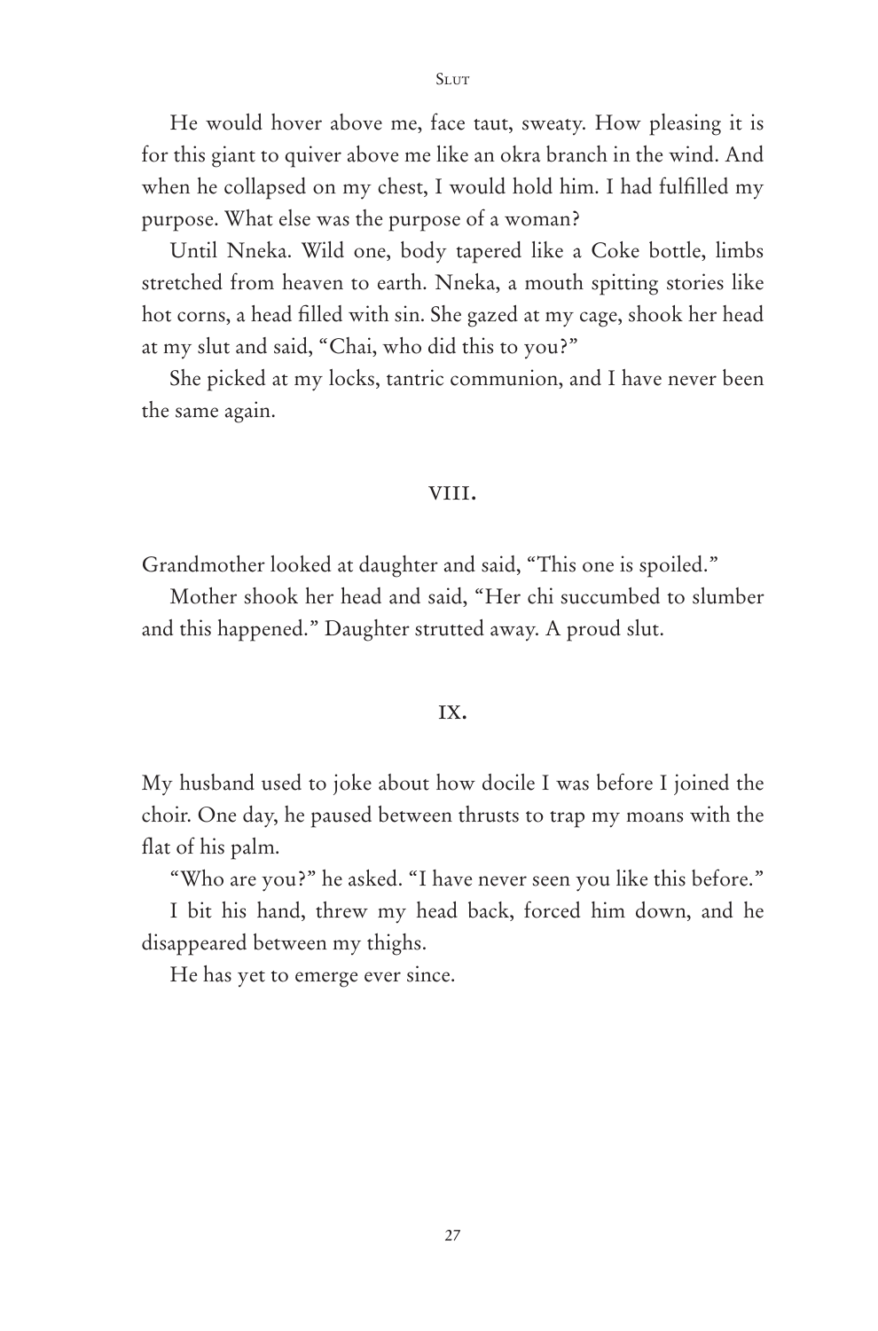He would hover above me, face taut, sweaty. How pleasing it is for this giant to quiver above me like an okra branch in the wind. And when he collapsed on my chest, I would hold him. I had fulfilled my purpose. What else was the purpose of a woman?

Until Nneka. Wild one, body tapered like a Coke bottle, limbs stretched from heaven to earth. Nneka, a mouth spitting stories like hot corns, a head filled with sin. She gazed at my cage, shook her head at my slut and said, "Chai, who did this to you?"

She picked at my locks, tantric communion, and I have never been the same again.

## VIII.

Grandmother looked at daughter and said, "This one is spoiled."

Mother shook her head and said, "Her chi succumbed to slumber and this happened." Daughter strutted away. A proud slut.

## IX.

My husband used to joke about how docile I was before I joined the choir. One day, he paused between thrusts to trap my moans with the flat of his palm.

"Who are you?" he asked. "I have never seen you like this before."

I bit his hand, threw my head back, forced him down, and he disappeared between my thighs.

He has yet to emerge ever since.